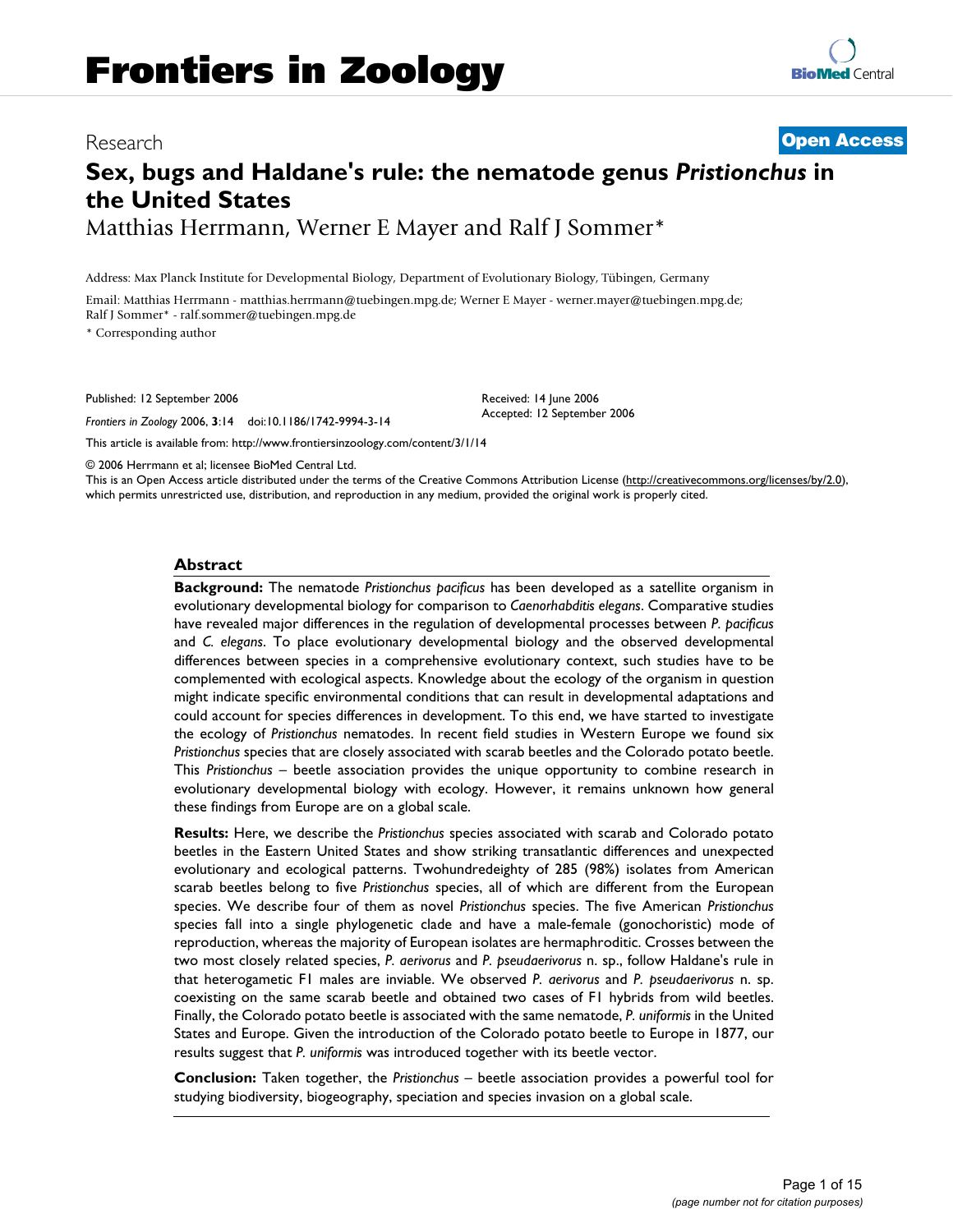# Frontiers in Zoology

Research | **Open Access**

# Sex, bugs and Haldane's rule: the nematode genus *Pristionchus* in the United States

Matthias Herrmann, Werner E Mayer and Ralf J Sommer*

Address: Max Planck Institute for Developmental Biology, Department of Evolutionary Biology, Tübingen, Germany

Email: Matthias Herrmann - matthias.herrmann@tuebingen.mpg.de; Werner E Mayer - werner.mayer@tuebingen.mpg.de; Ralf J Sommer* - ralf.sommer@tuebingen.mpg.de

\* Corresponding author

Published: 12 September 2006

*Frontiers in Zoology* 2006, **3**:14 doi:10.1186/1742-9994-3-14

Received: 14 June 2006

Accepted: 12 September 2006

This article is available from: http://www.frontiersinzoology.com/content/3/1/14

© 2006 Herrmann et al; licensee BioMed Central Ltd.

This is an Open Access article distributed under the terms of the Creative Commons Attribution License (http://creativecommons.org/licenses/by/2.0), which permits unrestricted use, distribution, and reproduction in any medium, provided the original work is properly cited.

## Abstract

**Background:** The nematode *Pristionchus pacificus* has been developed as a satellite organism in evolutionary developmental biology for comparison to *Caenorhabditis elegans*. Comparative studies have revealed major differences in the regulation of developmental processes between *P. pacificus* and *C. elegans*. To place evolutionary developmental biology and the observed developmental differences between species in a comprehensive evolutionary context, such studies have to be complemented with ecological aspects. Knowledge about the ecology of the organism in question might indicate specific environmental conditions that can result in developmental adaptations and could account for species differences in development. To this end, we have started to investigate the ecology of *Pristionchus* nematodes. In recent field studies in Western Europe we found six *Pristionchus* species that are closely associated with scarab beetles and the Colorado potato beetle. This *Pristionchus* – beetle association provides the unique opportunity to combine research in evolutionary developmental biology with ecology. However, it remains unknown how general these findings from Europe are on a global scale.

**Results:** Here, we describe the *Pristionchus* species associated with scarab and Colorado potato beetles in the Eastern United States and show striking transatlantic differences and unexpected evolutionary and ecological patterns. Twohundredeighty of 285 (98%) isolates from American scarab beetles belong to five *Pristionchus* species, all of which are different from the European species. We describe four of them as novel *Pristionchus* species. The five American *Pristionchus* species fall into a single phylogenetic clade and have a male-female (gonochoristic) mode of reproduction, whereas the majority of European isolates are hermaphroditic. Crosses between the two most closely related species, *P. aerivorus* and *P. pseudaerivorus* n. sp., follow Haldane's rule in that heterogametic F1 males are inviable. We observed *P. aerivorus* and *P. pseudaerivorus* n. sp. coexisting on the same scarab beetle and obtained two cases of F1 hybrids from wild beetles. Finally, the Colorado potato beetle is associated with the same nematode, *P. uniformis* in the United States and Europe. Given the introduction of the Colorado potato beetle to Europe in 1877, our results suggest that *P. uniformis* was introduced together with its beetle vector.

**Conclusion:** Taken together, the *Pristionchus* – beetle association provides a powerful tool for studying biodiversity, biogeography, speciation and species invasion on a global scale.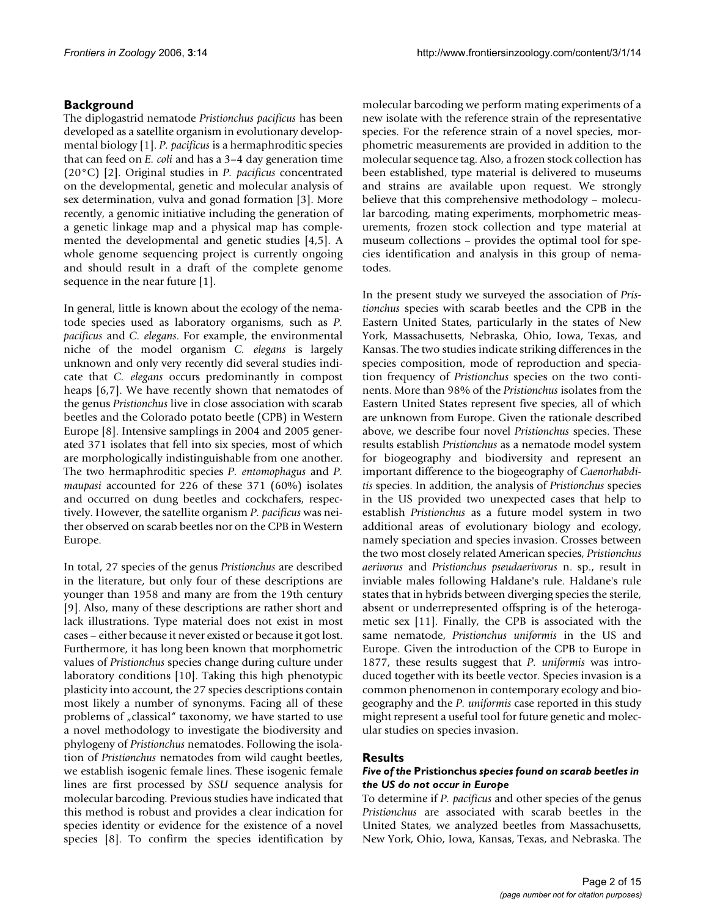## Background

The diplogastrid nematode *Pristionchus pacificus* has been developed as a satellite organism in evolutionary developmental biology [1]. *P. pacificus* is a hermaphroditic species that can feed on *E. coli* and has a 3–4 day generation time (20°C) [2]. Original studies in *P. pacificus* concentrated on the developmental, genetic and molecular analysis of sex determination, vulva and gonad formation [3]. More recently, a genomic initiative including the generation of a genetic linkage map and a physical map has complemented the developmental and genetic studies [4,5]. A whole genome sequencing project is currently ongoing and should result in a draft of the complete genome sequence in the near future [1].

In general, little is known about the ecology of the nematode species used as laboratory organisms, such as *P. pacificus* and *C. elegans*. For example, the environmental niche of the model organism *C. elegans* is largely unknown and only very recently did several studies indicate that *C. elegans* occurs predominantly in compost heaps [6,7]. We have recently shown that nematodes of the genus *Pristionchus* live in close association with scarab beetles and the Colorado potato beetle (CPB) in Western Europe [8]. Intensive samplings in 2004 and 2005 generated 371 isolates that fell into six species, most of which are morphologically indistinguishable from one another. The two hermaphroditic species *P. entomophagus* and *P. maupasi* accounted for 226 of these 371 (60%) isolates and occurred on dung beetles and cockchafers, respectively. However, the satellite organism *P. pacificus* was neither observed on scarab beetles nor on the CPB in Western Europe.

In total, 27 species of the genus *Pristionchus* are described in the literature, but only four of these descriptions are younger than 1958 and many are from the 19th century [9]. Also, many of these descriptions are rather short and lack illustrations. Type material does not exist in most cases – either because it never existed or because it got lost. Furthermore, it has long been known that morphometric values of *Pristionchus* species change during culture under laboratory conditions [10]. Taking this high phenotypic plasticity into account, the 27 species descriptions contain most likely a number of synonyms. Facing all of these problems of „classical" taxonomy, we have started to use a novel methodology to investigate the biodiversity and phylogeny of *Pristionchus* nematodes. Following the isolation of *Pristionchus* nematodes from wild caught beetles, we establish isogenic female lines. These isogenic female lines are first processed by *SSU* sequence analysis for molecular barcoding. Previous studies have indicated that this method is robust and provides a clear indication for species identity or evidence for the existence of a novel species [8]. To confirm the species identification by molecular barcoding we perform mating experiments of a new isolate with the reference strain of the representative species. For the reference strain of a novel species, morphometric measurements are provided in addition to the molecular sequence tag. Also, a frozen stock collection has been established, type material is delivered to museums and strains are available upon request. We strongly believe that this comprehensive methodology – molecular barcoding, mating experiments, morphometric measurements, frozen stock collection and type material at museum collections – provides the optimal tool for species identification and analysis in this group of nematodes.

In the present study we surveyed the association of *Pristionchus* species with scarab beetles and the CPB in the Eastern United States, particularly in the states of New York, Massachusetts, Nebraska, Ohio, Iowa, Texas, and Kansas. The two studies indicate striking differences in the species composition, mode of reproduction and speciation frequency of *Pristionchus* species on the two continents. More than 98% of the *Pristionchus* isolates from the Eastern United States represent five species, all of which are unknown from Europe. Given the rationale described above, we describe four novel *Pristionchus* species. These results establish *Pristionchus* as a nematode model system for biogeography and biodiversity and represent an important difference to the biogeography of *Caenorhabditis* species. In addition, the analysis of *Pristionchus* species in the US provided two unexpected cases that help to establish *Pristionchus* as a future model system in two additional areas of evolutionary biology and ecology, namely speciation and species invasion. Crosses between the two most closely related American species, *Pristionchus aerivorus* and *Pristionchus pseudaerivorus* n. sp., result in inviable males following Haldane's rule. Haldane's rule states that in hybrids between diverging species the sterile, absent or underrepresented offspring is of the heterogametic sex [11]. Finally, the CPB is associated with the same nematode, *Pristionchus uniformis* in the US and Europe. Given the introduction of the CPB to Europe in 1877, these results suggest that *P. uniformis* was introduced together with its beetle vector. Species invasion is a common phenomenon in contemporary ecology and biogeography and the *P. uniformis* case reported in this study might represent a useful tool for future genetic and molecular studies on species invasion.

## Results

### *Five of the* Pristionchus *species found on scarab beetles in the US do not occur in Europe*

To determine if *P. pacificus* and other species of the genus *Pristionchus* are associated with scarab beetles in the United States, we analyzed beetles from Massachusetts, New York, Ohio, Iowa, Kansas, Texas, and Nebraska. The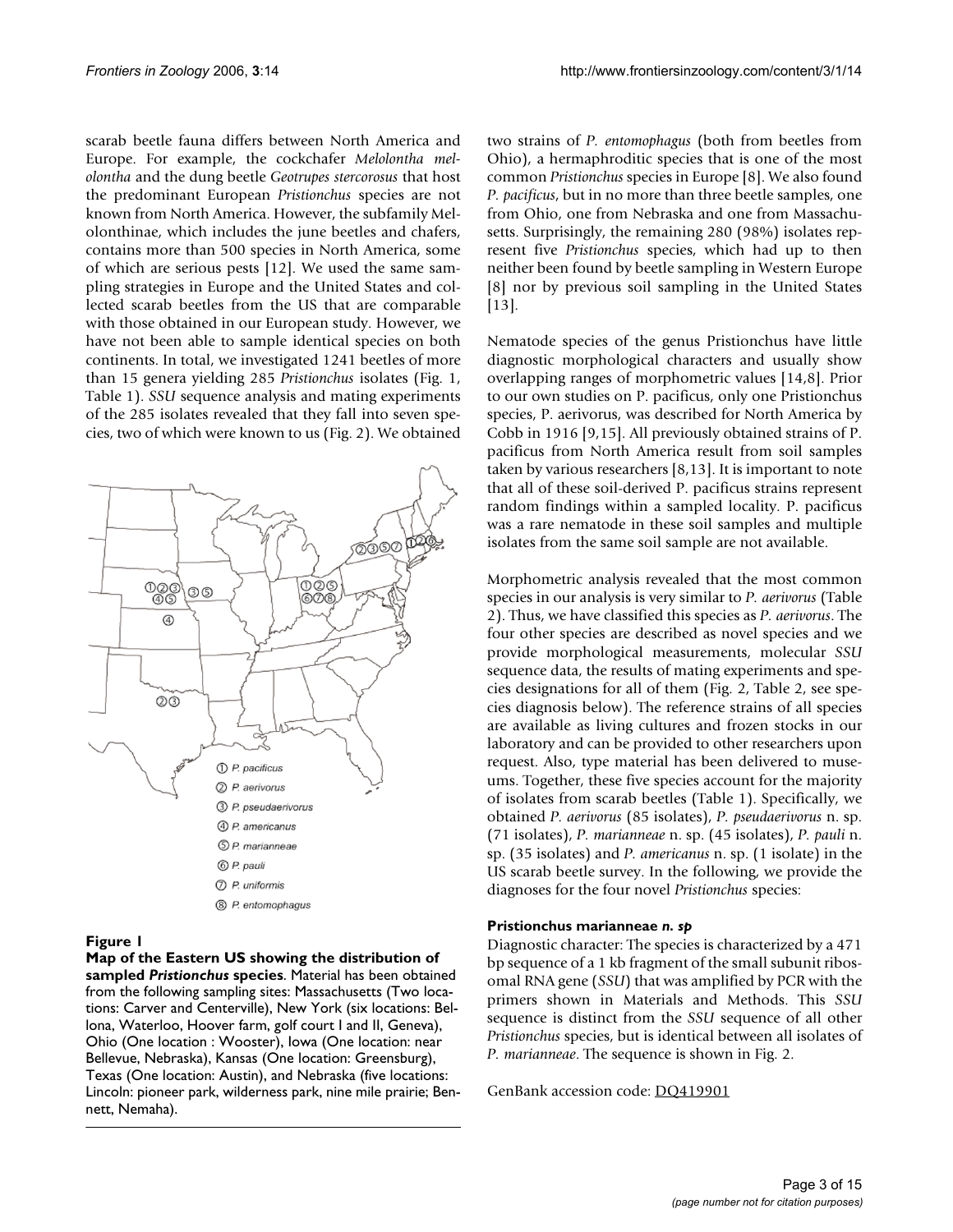scarab beetle fauna differs between North America and Europe. For example, the cockchafer *Melolontha melolontha* and the dung beetle *Geotrupes stercorosus* that host the predominant European *Pristionchus* species are not known from North America. However, the subfamily Melolonthinae, which includes the june beetles and chafers, contains more than 500 species in North America, some of which are serious pests [12]. We used the same sampling strategies in Europe and the United States and collected scarab beetles from the US that are comparable with those obtained in our European study. However, we have not been able to sample identical species on both continents. In total, we investigated 1241 beetles of more than 15 genera yielding 285 *Pristionchus* isolates (Fig. 1, Table 1). *SSU* sequence analysis and mating experiments of the 285 isolates revealed that they fall into seven species, two of which were known to us (Fig. 2). We obtained two strains of *P. entomophagus* (both from beetles from Ohio), a hermaphroditic species that is one of the most common *Pristionchus* species in Europe [8]. We also found *P. pacificus*, but in no more than three beetle samples, one from Ohio, one from Nebraska and one from Massachusetts. Surprisingly, the remaining 280 (98%) isolates represent five *Pristionchus* species, which had up to then neither been found by beetle sampling in Western Europe [8] nor by previous soil sampling in the United States [13].

**Figure 1**

**Map of the Eastern US showing the distribution of sampled *Pristionchus* species**. Material has been obtained from the following sampling sites: Massachusetts (Two locations: Carver and Centerville), New York (six locations: Bellona, Waterloo, Hoover farm, golf court I and II, Geneva), Ohio (One location : Wooster), Iowa (One location: near Bellevue, Nebraska), Kansas (One location: Greensburg), Texas (One location: Austin), and Nebraska (five locations: Lincoln: pioneer park, wilderness park, nine mile prairie; Bennett, Nemaha).

Nematode species of the genus Pristionchus have little diagnostic morphological characters and usually show overlapping ranges of morphometric values [14,8]. Prior to our own studies on P. pacificus, only one Pristionchus species, P. aerivorus, was described for North America by Cobb in 1916 [9,15]. All previously obtained strains of P. pacificus from North America result from soil samples taken by various researchers [8,13]. It is important to note that all of these soil-derived P. pacificus strains represent random findings within a sampled locality. P. pacificus was a rare nematode in these soil samples and multiple isolates from the same soil sample are not available.

Morphometric analysis revealed that the most common species in our analysis is very similar to *P. aerivorus* (Table 2). Thus, we have classified this species as *P. aerivorus*. The four other species are described as novel species and we provide morphological measurements, molecular *SSU* sequence data, the results of mating experiments and species designations for all of them (Fig. 2, Table 2, see species diagnosis below). The reference strains of all species are available as living cultures and frozen stocks in our laboratory and can be provided to other researchers upon request. Also, type material has been delivered to museums. Together, these five species account for the majority of isolates from scarab beetles (Table 1). Specifically, we obtained *P. aerivorus* (85 isolates), *P. pseudaerivorus* n. sp. (71 isolates), *P. marianneae* n. sp. (45 isolates), *P. pauli* n. sp. (35 isolates) and *P. americanus* n. sp. (1 isolate) in the US scarab beetle survey. In the following, we provide the diagnoses for the four novel *Pristionchus* species:

#### Pristionchus marianneae *n. sp*

Diagnostic character: The species is characterized by a 471 bp sequence of a 1 kb fragment of the small subunit ribosomal RNA gene (*SSU*) that was amplified by PCR with the primers shown in Materials and Methods. This *SSU* sequence is distinct from the *SSU* sequence of all other *Pristionchus* species, but is identical between all isolates of *P. marianneae*. The sequence is shown in Fig. 2.

GenBank accession code: DQ419901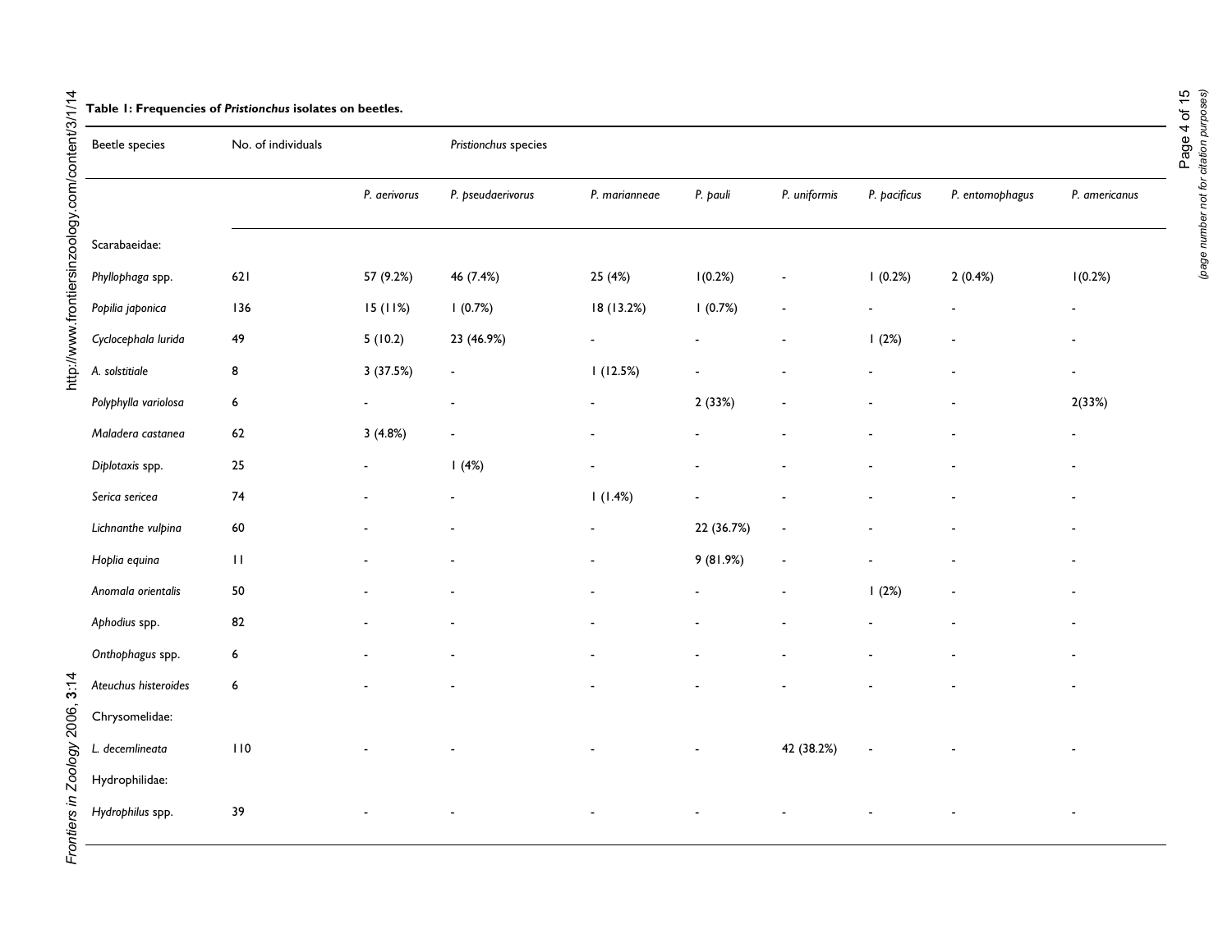**Table 1: Frequencies of *Pristionchus* isolates on beetles.**

| Beetle species | No. of individuals | *Pristionchus* species | | | | | | | |
|---|---|---|---|---|---|---|---|---|---|
| | | *P. aerivorus* | *P. pseudaerivorus* | *P. marianneae* | *P. pauli* | *P. uniformis* | *P. pacificus* | *P. entomophagus* | *P. americanus* |
| Scarabaeidae: | | | | | | | | | |
| *Phyllophaga* spp. | 621 | 57 (9.2%) | 46 (7.4%) | 25 (4%) | 1(0.2%) | - | 1 (0.2%) | 2 (0.4%) | 1(0.2%) |
| *Popilia japonica* | 136 | 15 (11%) | 1 (0.7%) | 18 (13.2%) | 1 (0.7%) | - | - | - | - |
| *Cyclocephala lurida* | 49 | 5 (10.2) | 23 (46.9%) | - | - | - | 1 (2%) | - | - |
| *A. solstitiale* | 8 | 3 (37.5%) | - | 1 (12.5%) | - | - | - | - | - |
| *Polyphylla variolosa* | 6 | - | - | - | 2 (33%) | - | - | - | 2(33%) |
| *Maladera castanea* | 62 | 3 (4.8%) | - | - | - | - | - | - | - |
| *Diplotaxis* spp. | 25 | - | 1 (4%) | - | - | - | - | - | - |
| *Serica sericea* | 74 | - | - | 1 (1.4%) | - | - | - | - | - |
| *Lichnanthe vulpina* | 60 | - | - | - | 22 (36.7%) | - | - | - | - |
| *Hoplia equina* | 11 | - | - | - | 9 (81.9%) | - | - | - | - |
| *Anomala orientalis* | 50 | - | - | - | - | - | 1 (2%) | - | - |
| *Aphodius* spp. | 82 | - | - | - | - | - | - | - | - |
| *Onthophagus* spp. | 6 | - | - | - | - | - | - | - | - |
| *Ateuchus histeroides* | 6 | - | - | - | - | - | - | - | - |
| Chrysomelidae: | | | | | | | | | |
| *L. decemlineata* | 110 | - | - | - | - | 42 (38.2%) | - | - | - |
| Hydrophilidae: | | | | | | | | | |
| *Hydrophilus* spp. | 39 | - | - | - | - | - | - | - | - |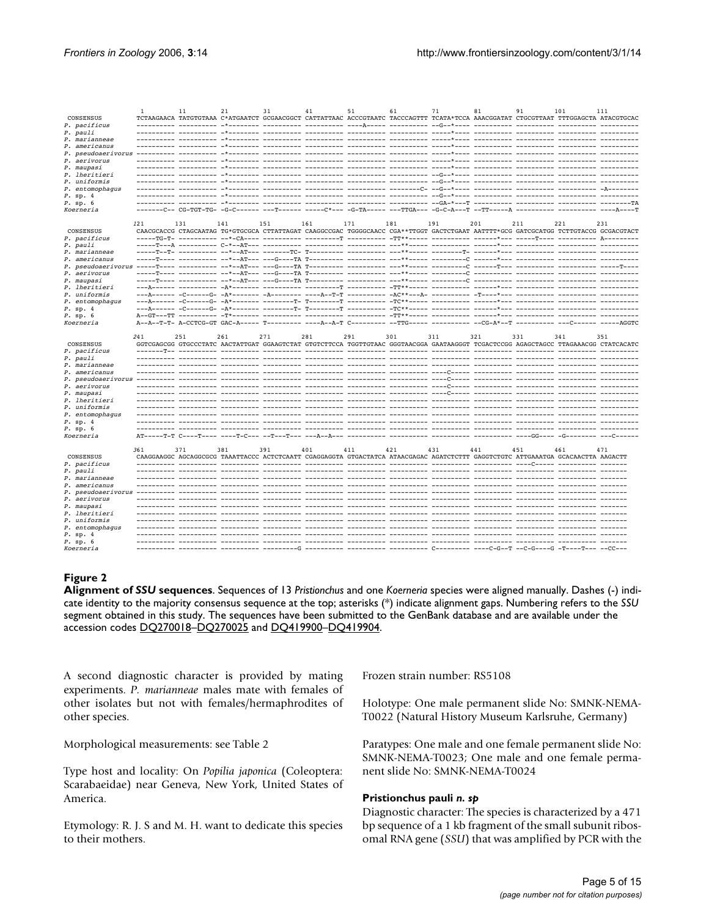```
                 1          11         21         31         41         51         61         71         81         91         101        111
CONSENSUS        TCTAAGAACA TATGTGTAAA C*ATGAATCT GCGAACGGCT CATTATTAAC ACCCGTAATC TACCCAGTTT TCATA*TCCA AAACGGATAT CTGCGTTAAT TTTGGAGCTA ATACGTGCAC
P. pacificus     ---------- ---------- -*-------- ---------- ---------- ----A----- ---------- --G--*---- ---------- ---------- ---------- ----------
P. pauli         ---------- ---------- -*-------- ---------- ---------- ---------- ---------- -----*---- ---------- ---------- ---------- ----------
P. marianneae    ---------- ---------- -*-------- ---------- ---------- ---------- ---------- -----*---- ---------- ---------- ---------- ----------
P. americanus    ---------- ---------- -*-------- ---------- ---------- ---------- ---------- -----*---- ---------- ---------- ---------- ----------
P. pseudoaerivorus ---------- ---------- -*-------- ---------- ---------- ---------- ---------- -----*---- ---------- ---------- ---------- ----------
P. aerivorus     ---------- ---------- -*-------- ---------- ---------- ---------- ---------- -----*---- ---------- ---------- ---------- ----------
P. maupasi       ---------- ---------- -*-------- ---------- ---------- ---------- ---------- -----*---- ---------- ---------- ---------- ----------
P. lheritieri    ---------- ---------- -*-------- ---------- ---------- ---------- ---------- --G--*---- ---------- ---------- ---------- ----------
P. uniformis     ---------- ---------- -*-------- ---------- ---------- ---------- ---------- --G--*---- ---------- ---------- ---------- ----------
P. entomophagus  ---------- ---------- -*-------- ---------- ---------- ---------- --------C- --G--*---- ---------- ---------- ---------- -A--------
P. sp. 4         ---------- ---------- -*-------- ---------- ---------- ---------- ---------- --G--*---- ---------- ---------- ---------- ----------
P. sp. 6         ---------- ---------- -*-------- ---------- ---------- ---------- ---------- --GA-*---T ---------- ---------- ---------- ---------TA
Koerneria        -------C-- CG-TGT-TG- -G-C------ ---T------ -----C*--- -G-TA----- ---TTGA--- -G-C-A---T --TT-----A ---------- ---------- ----A----T

                 121        131        141        151        161        171        181        191        201        211        221        231
CONSENSUS        CAACGCACCG CTAGCAATAG TG*GTGCGCA CTTATTAGAT CAAGGCCGAC TGGGGCAACC CGA**TTGGT GACTCTGAAT AATTTT*GCG GATCGCATGG TCTTGTACCG GCGACGTACT
P. pacificus     -----TG-T- ---------- --*-CA---- ---------- ---------T ---------- -TT**----- ---------- ------*--- -----T---- ---------- A---------
P. pauli         -----T---A ---------- C-*--AT--- ---------- ---------- ---------- ---**----- ---------- ------*--- ---------- ---------- ----------
P. marianneae    -----T--T- ---------- --*--AT--- -------TC- T--------- ---------- ---**----- --------T- ------*--- ---------- ---------- ----------
P. americanus    -----T---- ---------- --*--AT--- ---G----TA T--------- ---------- ---**----- ---------C ------*--- ---------- ---------- ----------
P. pseudoaerivorus -----T---- ---------- --*--AT--- ---G----TA T--------- ---------- ---**----- ---------C ------T--- ---------- ---------- -----T----
P. aerivorus     -----T---- ---------- --*--AT--- ---G----TA T--------- ---------- ---**----- ---------C ------*--- ---------- ---------- ----------
P. maupasi       -----T---- ---------- --*--AT--- ---G----TA T--------- ---------- ---**----- ---------C ------*--- ---------- ---------- ----------
P. lheritieri    ---A------ ---------- -A*------- ---------- ---------T ---------- -TT**----- ---------- ------*--- ---------- ---------- ----------
P. uniformis     ---A------ -C------G- -A*------- -A-------- ----A--T-T ---------- -AC**---A- ---------- -T----*--- ---------- ---------- ----------
P. entomophagus  ---A------ -C------G- -A*------- --------T- T--------T ---------- -TC**----- ---------- ------*--- ---------- ---------- ----------
P. sp. 4         ---A------ -C------G- -A*------- --------T- T--------T ---------- -TC**----- ---------- ------*--- ---------- ---------- ----------
P. sp. 6         A--GT---TT ---------- -T*------- ---------- ---------- ---------- -TT**----- ---------- ------*--- ---------- ---------- ----------
Koerneria        A--A--T-T- A-CCTCG-GT GAC-A----- T--------- ----A--A-T C--------- --TTG----- ---------- --CG-A*--T ---------- ---C------ -----AGGTC

                 241        251        261        271        281        291        301        311        321        331        341        351
CONSENSUS        GGTCGAGCGG GTGCCCTATC AACTATTGAT GGAAGTCTAT GTGTCTTCCA TGGTTGTAAC GGGTAACGGA GAATAAGGGT TCGACTCCGG AGAGCTAGCC TTAGAAACGG CTATCACATC
P. pacificus     -------T-- ---------- ---------- ---------- ---------- ---------- ---------- ---------- ---------- ---------- ---------- ----------
P. pauli         ---------- ---------- ---------- ---------- ---------- ---------- ---------- ---------- ---------- ---------- ---------- ----------
P. marianneae    ---------- ---------- ---------- ---------- ---------- ---------- ---------- ---------- ---------- ---------- ---------- ----------
P. americanus    ---------- ---------- ---------- ---------- ---------- ---------- ---------- ----C----- ---------- ---------- ---------- ----------
P. pseudoaerivorus ---------- ---------- ---------- ---------- ---------- ---------- ---------- ----C----- ---------- ---------- ---------- ----------
P. aerivorus     ---------- ---------- ---------- ---------- ---------- ---------- ---------- ----C----- ---------- ---------- ---------- ----------
P. maupasi       ---------- ---------- ---------- ---------- ---------- ---------- ---------- ----C----- ---------- ---------- ---------- ----------
P. lheritieri    ---------- ---------- ---------- ---------- ---------- ---------- ---------- ---------- ---------- ---------- ---------- ----------
P. uniformis     ---------- ---------- ---------- ---------- ---------- ---------- ---------- ---------- ---------- ---------- ---------- ----------
P. entomophagus  ---------- ---------- ---------- ---------- ---------- ---------- ---------- ---------- ---------- ---------- ---------- ----------
P. sp. 4         ---------- ---------- ---------- ---------- ---------- ---------- ---------- ---------- ---------- ---------- ---------- ----------
P. sp. 6         ---------- ---------- ---------- ---------- ---------- ---------- ---------- ---------- ---------- ---------- ---------- ----------
Koerneria        AT-----T-T C----T---- ----T-C--- --T---T--- ---A--A--- ---------- ---------- ---------- ---------- ----GG---- -G-------- ---C------

                 361        371        381        391        401        411        421        431        441        451        461        471
CONSENSUS        CAAGGAAGGC AGCAGGCGCG TAAATTACCC ACTCTCAATT CGAGGAGGTA GTGACTATCA ATAACGAGAC AGATCTCTTT GAGGTCTGTC ATTGAAATGA GCACAACTTA AAGACTT
P. pacificus     ---------- ---------- ---------- ---------- ---------- ---------- ---------- ---------- ---------- ----C----- ---------- -------
P. pauli         ---------- ---------- ---------- ---------- ---------- ---------- ---------- ---------- ---------- ---------- ---------- -------
P. marianneae    ---------- ---------- ---------- ---------- ---------- ---------- ---------- ---------- ---------- ---------- ---------- -------
P. americanus    ---------- ---------- ---------- ---------- ---------- ---------- ---------- ---------- ---------- ---------- ---------- -------
P. pseudoaerivorus ---------- ---------- ---------- ---------- ---------- ---------- ---------- ---------- ---------- ---------- ---------- -------
P. aerivorus     ---------- ---------- ---------- ---------- ---------- ---------- ---------- ---------- ---------- ---------- ---------- -------
P. maupasi       ---------- ---------- ---------- ---------- ---------- ---------- ---------- ---------- ---------- ---------- ---------- -------
P. lheritieri    ---------- ---------- ---------- ---------- ---------- ---------- ---------- ---------- ---------- ---------- ---------- -------
P. uniformis     ---------- ---------- ---------- ---------- ---------- ---------- ---------- ---------- ---------- ---------- ---------- -------
P. entomophagus  ---------- ---------- ---------- ---------- ---------- ---------- ---------- ---------- ---------- ---------- ---------- -------
P. sp. 4         ---------- ---------- ---------- ---------- ---------- ---------- ---------- ---------- ---------- ---------- ---------- -------
P. sp. 6         ---------- ---------- ---------- ---------- ---------- ---------- ---------- ---------- ---------- ---------- ---------- -------
Koerneria        ---------- ---------- ---------- ---------G ---------- ---------- ---------- C--------- ----C-G--T --C-G----G -T----T--- --CC---
```

**Figure 2**
**Alignment of *SSU* sequences**. Sequences of 13 *Pristionchus* and one *Koerneria* species were aligned manually. Dashes (-) indicate identity to the majority consensus sequence at the top; asterisks (*) indicate alignment gaps. Numbering refers to the *SSU* segment obtained in this study. The sequences have been submitted to the GenBank database and are available under the accession codes DQ270018–DQ270025 and DQ419900–DQ419904.

A second diagnostic character is provided by mating experiments. *P. marianneae* males mate with females of other isolates but not with females/hermaphrodites of other species.

Morphological measurements: see Table 2

Type host and locality: On *Popilia japonica* (Coleoptera: Scarabaeidae) near Geneva, New York, United States of America.

Etymology: R. J. S and M. H. want to dedicate this species to their mothers.

Frozen strain number: RS5108

Holotype: One male permanent slide No: SMNK-NEMA-T0022 (Natural History Museum Karlsruhe, Germany)

Paratypes: One male and one female permanent slide No: SMNK-NEMA-T0023; One male and one female permanent slide No: SMNK-NEMA-T0024

#### Pristionchus pauli *n. sp*

Diagnostic character: The species is characterized by a 471 bp sequence of a 1 kb fragment of the small subunit ribosomal RNA gene (*SSU*) that was amplified by PCR with the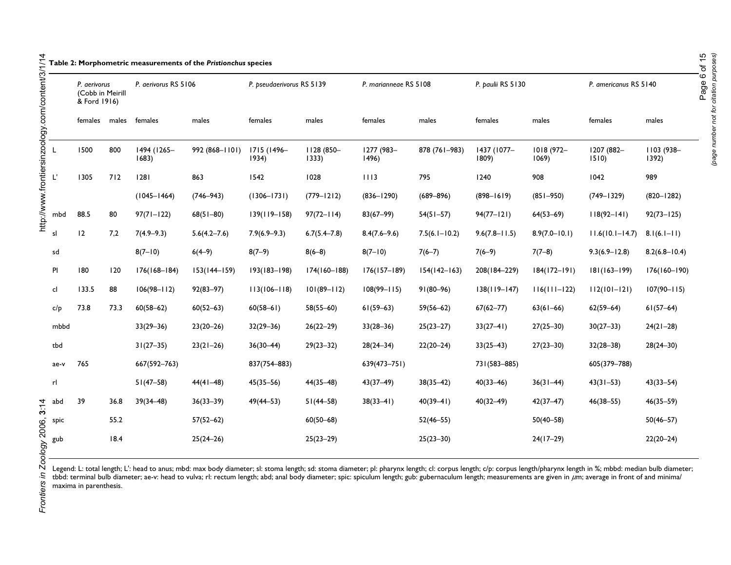**Table 2: Morphometric measurements of the *Pristionchus* species**

| | *P. aerivorus* (Cobb in Meirill & Ford 1916) | | *P. aerivorus* RS 5106 | | *P. pseudaerivorus* RS 5139 | | *P. marianneae* RS 5108 | | *P. paulii* RS 5130 | | *P. americanus* RS 5140 | |
|---|---|---|---|---|---|---|---|---|---|---|---|---|
| | females | males | females | males | females | males | females | males | females | males | females | males |
| L | 1500 | 800 | 1494 (1265–1683) | 992 (868–1101) | 1715 (1496–1934) | 1128 (850–1333) | 1277 (983–1496) | 878 (761–983) | 1437 (1077–1809) | 1018 (972–1069) | 1207 (882–1510) | 1103 (938–1392) |
| L' | 1305 | 712 | 1281 (1045–1464) | 863 (746–943) | 1542 (1306–1731) | 1028 (779–1212) | 1113 (836–1290) | 795 (689–896) | 1240 (898–1619) | 908 (851–950) | 1042 (749–1329) | 989 (820–1282) |
| mbd | 88.5 | 80 | 97(71–122) | 68(51–80) | 139(119–158) | 97(72–114) | 83(67–99) | 54(51–57) | 94(77–121) | 64(53–69) | 118(92–141) | 92(73–125) |
| sl | 12 | 7,2 | 7(4.9–9.3) | 5.6(4.2–7.6) | 7.9(6.9–9.3) | 6.7(5.4–7.8) | 8.4(7.6–9.6) | 7.5(6.1–10.2) | 9.6(7.8–11.5) | 8.9(7.0–10.1) | 11.6(10.1–14.7) | 8.1(6.1–11) |
| sd | | | 8(7–10) | 6(4–9) | 8(7–9) | 8(6–8) | 8(7–10) | 7(6–7) | 7(6–9) | 7(7–8) | 9.3(6.9–12.8) | 8.2(6.8–10.4) |
| Pl | 180 | 120 | 176(168–184) | 153(144–159) | 193(183–198) | 174(160–188) | 176(157–189) | 154(142–163) | 208(184–229) | 184(172–191) | 181(163–199) | 176(160–190) |
| cl | 133.5 | 88 | 106(98–112) | 92(83–97) | 113(106–118) | 101(89–112) | 108(99–115) | 91(80–96) | 138(119–147) | 116(111–122) | 112(101–121) | 107(90–115) |
| c/p | 73.8 | 73.3 | 60(58–62) | 60(52–63) | 60(58–61) | 58(55–60) | 61(59–63) | 59(56–62) | 67(62–77) | 63(61–66) | 62(59–64) | 61(57–64) |
| mbbd | | | 33(29–36) | 23(20–26) | 32(29–36) | 26(22–29) | 33(28–36) | 25(23–27) | 33(27–41) | 27(25–30) | 30(27–33) | 24(21–28) |
| tbd | | | 31(27–35) | 23(21–26) | 36(30–44) | 29(23–32) | 28(24–34) | 22(20–24) | 33(25–43) | 27(23–30) | 32(28–38) | 28(24–30) |
| ae-v | 765 | | 667(592–763) | | 837(754–883) | | 639(473–751) | | 731(583–885) | | 605(379–788) | |
| rl | | | 51(47–58) | 44(41–48) | 45(35–56) | 44(35–48) | 43(37–49) | 38(35–42) | 40(33–46) | 36(31–44) | 43(31–53) | 43(33–54) |
| abd | 39 | 36.8 | 39(34–48) | 36(33–39) | 49(44–53) | 51(44–58) | 38(33–41) | 40(39–41) | 40(32–49) | 42(37–47) | 46(38–55) | 46(35–59) |
| spic | | 55.2 | | 57(52–62) | | 60(50–68) | | 52(46–55) | | 50(40–58) | | 50(46–57) |
| gub | | 18.4 | | 25(24–26) | | 25(23–29) | | 25(23–30) | | 24(17–29) | | 22(20–24) |

Legend: L: total length; L': head to anus; mbd: max body diameter; sl: stoma length; sd: stoma diameter; pl: pharynx length; cl: corpus length; c/p: corpus length/pharynx length in %; mbbd: median bulb diameter; tbbd: terminal bulb diameter; ae-v: head to vulva; rl: rectum length; abd; anal body diameter; spic: spiculum length; gub: gubernaculum length; measurements are given in μm; average in front of and minima/maxima in parenthesis.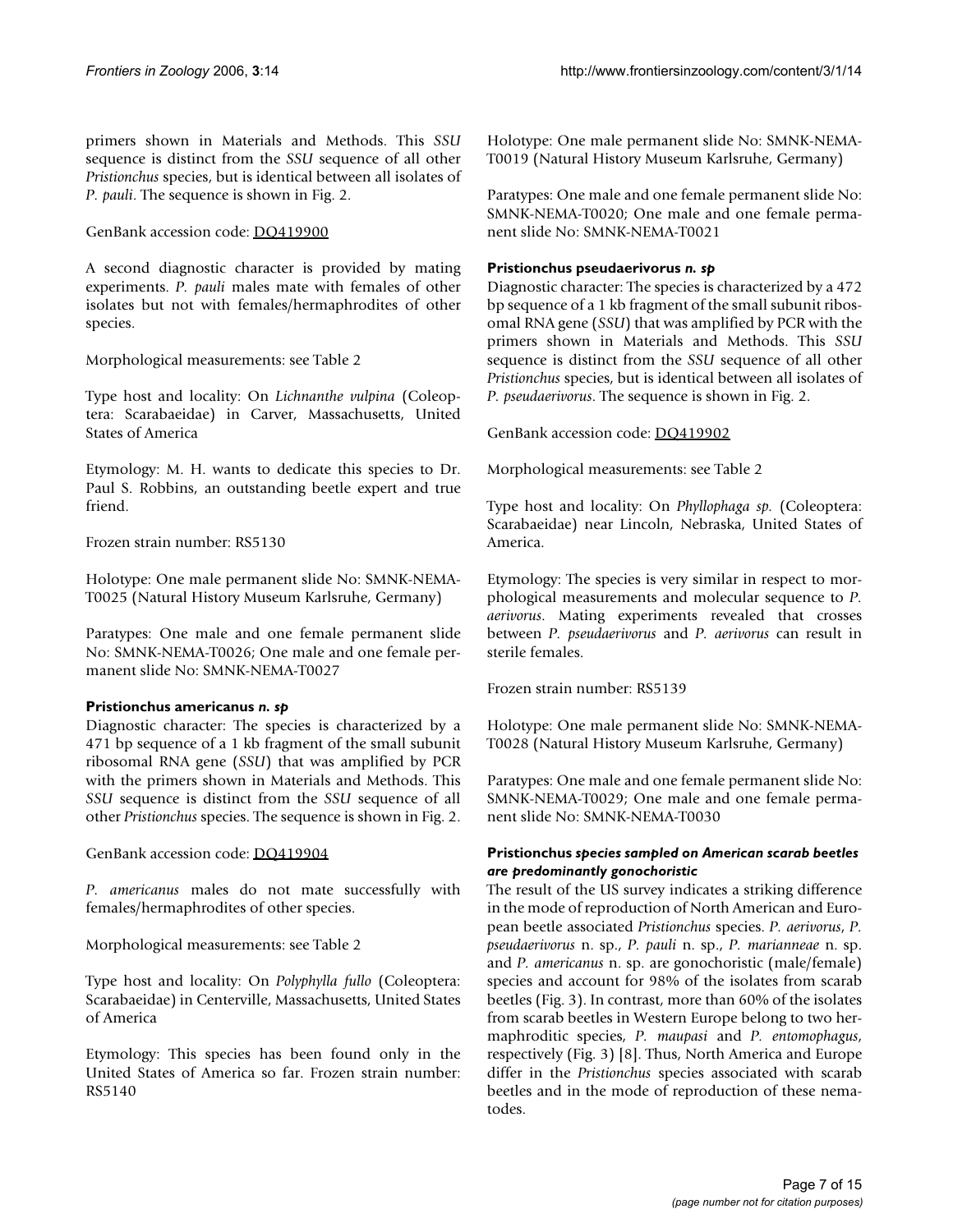primers shown in Materials and Methods. This *SSU* sequence is distinct from the *SSU* sequence of all other *Pristionchus* species, but is identical between all isolates of *P. pauli*. The sequence is shown in Fig. 2.

GenBank accession code: DQ419900

A second diagnostic character is provided by mating experiments. *P. pauli* males mate with females of other isolates but not with females/hermaphrodites of other species.

Morphological measurements: see Table 2

Type host and locality: On *Lichnanthe vulpina* (Coleoptera: Scarabaeidae) in Carver, Massachusetts, United States of America

Etymology: M. H. wants to dedicate this species to Dr. Paul S. Robbins, an outstanding beetle expert and true friend.

Frozen strain number: RS5130

Holotype: One male permanent slide No: SMNK-NEMA-T0025 (Natural History Museum Karlsruhe, Germany)

Paratypes: One male and one female permanent slide No: SMNK-NEMA-T0026; One male and one female permanent slide No: SMNK-NEMA-T0027

**Pristionchus americanus *n. sp***

Diagnostic character: The species is characterized by a 471 bp sequence of a 1 kb fragment of the small subunit ribosomal RNA gene (*SSU*) that was amplified by PCR with the primers shown in Materials and Methods. This *SSU* sequence is distinct from the *SSU* sequence of all other *Pristionchus* species. The sequence is shown in Fig. 2.

GenBank accession code: DQ419904

*P. americanus* males do not mate successfully with females/hermaphrodites of other species.

Morphological measurements: see Table 2

Type host and locality: On *Polyphylla fullo* (Coleoptera: Scarabaeidae) in Centerville, Massachusetts, United States of America

Etymology: This species has been found only in the United States of America so far. Frozen strain number: RS5140

Holotype: One male permanent slide No: SMNK-NEMA-T0019 (Natural History Museum Karlsruhe, Germany)

Paratypes: One male and one female permanent slide No: SMNK-NEMA-T0020; One male and one female permanent slide No: SMNK-NEMA-T0021

**Pristionchus pseudaerivorus *n. sp***

Diagnostic character: The species is characterized by a 472 bp sequence of a 1 kb fragment of the small subunit ribosomal RNA gene (*SSU*) that was amplified by PCR with the primers shown in Materials and Methods. This *SSU* sequence is distinct from the *SSU* sequence of all other *Pristionchus* species, but is identical between all isolates of *P. pseudaerivorus*. The sequence is shown in Fig. 2.

GenBank accession code: DQ419902

Morphological measurements: see Table 2

Type host and locality: On *Phyllophaga sp.* (Coleoptera: Scarabaeidae) near Lincoln, Nebraska, United States of America.

Etymology: The species is very similar in respect to morphological measurements and molecular sequence to *P. aerivorus*. Mating experiments revealed that crosses between *P. pseudaerivorus* and *P. aerivorus* can result in sterile females.

Frozen strain number: RS5139

Holotype: One male permanent slide No: SMNK-NEMA-T0028 (Natural History Museum Karlsruhe, Germany)

Paratypes: One male and one female permanent slide No: SMNK-NEMA-T0029; One male and one female permanent slide No: SMNK-NEMA-T0030

**Pristionchus *species sampled on American scarab beetles are predominantly gonochoristic***

The result of the US survey indicates a striking difference in the mode of reproduction of North American and European beetle associated *Pristionchus* species. *P. aerivorus*, *P. pseudaerivorus* n. sp., *P. pauli* n. sp., *P. marianneae* n. sp. and *P. americanus* n. sp. are gonochoristic (male/female) species and account for 98% of the isolates from scarab beetles (Fig. 3). In contrast, more than 60% of the isolates from scarab beetles in Western Europe belong to two hermaphroditic species, *P. maupasi* and *P. entomophagus*, respectively (Fig. 3) [8]. Thus, North America and Europe differ in the *Pristionchus* species associated with scarab beetles and in the mode of reproduction of these nematodes.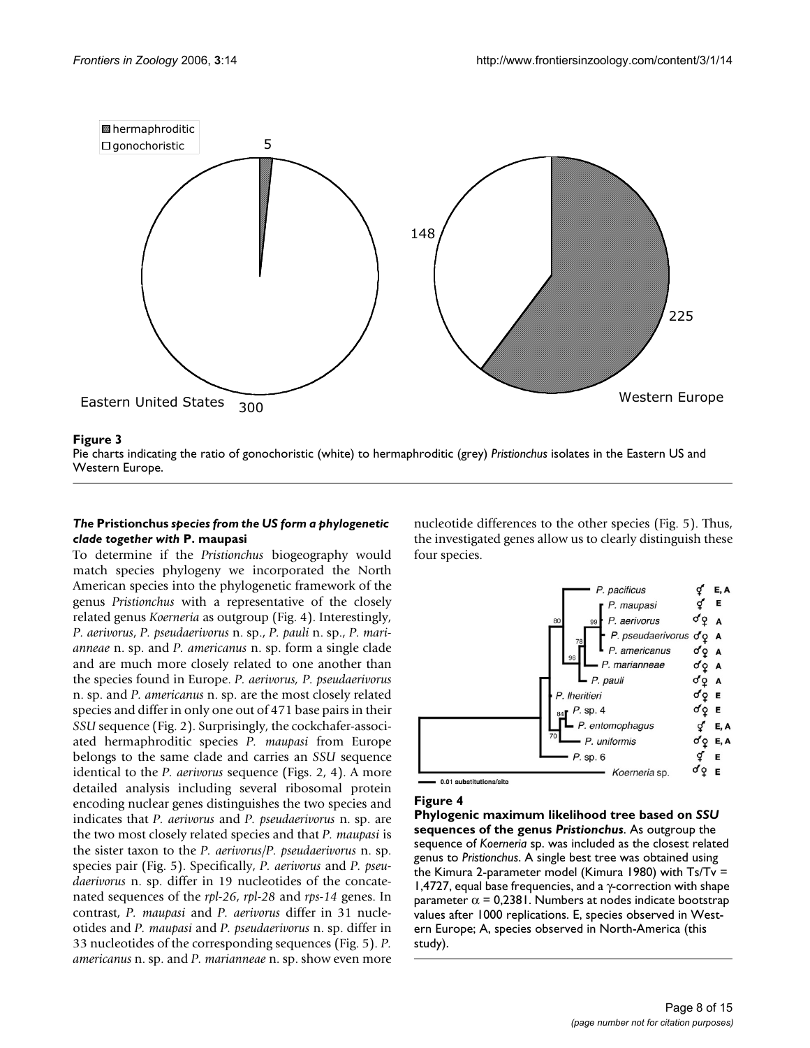**Figure 3**

Pie charts indicating the ratio of gonochoristic (white) to hermaphroditic (grey) *Pristionchus* isolates in the Eastern US and Western Europe.

### *The* Pristionchus *species from the US form a phylogenetic clade together with* P. maupasi

To determine if the *Pristionchus* biogeography would match species phylogeny we incorporated the North American species into the phylogenetic framework of the genus *Pristionchus* with a representative of the closely related genus *Koerneria* as outgroup (Fig. 4). Interestingly, *P. aerivorus*, *P. pseudaerivorus* n. sp., *P. pauli* n. sp., *P. marianneae* n. sp. and *P. americanus* n. sp. form a single clade and are much more closely related to one another than the species found in Europe. *P. aerivorus*, *P. pseudaerivorus* n. sp. and *P. americanus* n. sp. are the most closely related species and differ in only one out of 471 base pairs in their *SSU* sequence (Fig. 2). Surprisingly, the cockchafer-associated hermaphroditic species *P. maupasi* from Europe belongs to the same clade and carries an *SSU* sequence identical to the *P. aerivorus* sequence (Figs. 2, 4). A more detailed analysis including several ribosomal protein encoding nuclear genes distinguishes the two species and indicates that *P. aerivorus* and *P. pseudaerivorus* n. sp. are the two most closely related species and that *P. maupasi* is the sister taxon to the *P. aerivorus*/*P. pseudaerivorus* n. sp. species pair (Fig. 5). Specifically, *P. aerivorus* and *P. pseudaerivorus* n. sp. differ in 19 nucleotides of the concatenated sequences of the *rpl-26*, *rpl-28* and *rps-14* genes. In contrast, *P. maupasi* and *P. aerivorus* differ in 31 nucleotides and *P. maupasi* and *P. pseudaerivorus* n. sp. differ in 33 nucleotides of the corresponding sequences (Fig. 5). *P. americanus* n. sp. and *P. marianneae* n. sp. show even more nucleotide differences to the other species (Fig. 5). Thus, the investigated genes allow us to clearly distinguish these four species.

**Figure 4**

**Phylogenic maximum likelihood tree based on *SSU* sequences of the genus *Pristionchus***. As outgroup the sequence of *Koerneria* sp. was included as the closest related genus to *Pristionchus*. A single best tree was obtained using the Kimura 2-parameter model (Kimura 1980) with Ts/Tv = 1,4727, equal base frequencies, and a γ-correction with shape parameter $\alpha$ = 0,2381. Numbers at nodes indicate bootstrap values after 1000 replications. E, species observed in Western Europe; A, species observed in North-America (this study).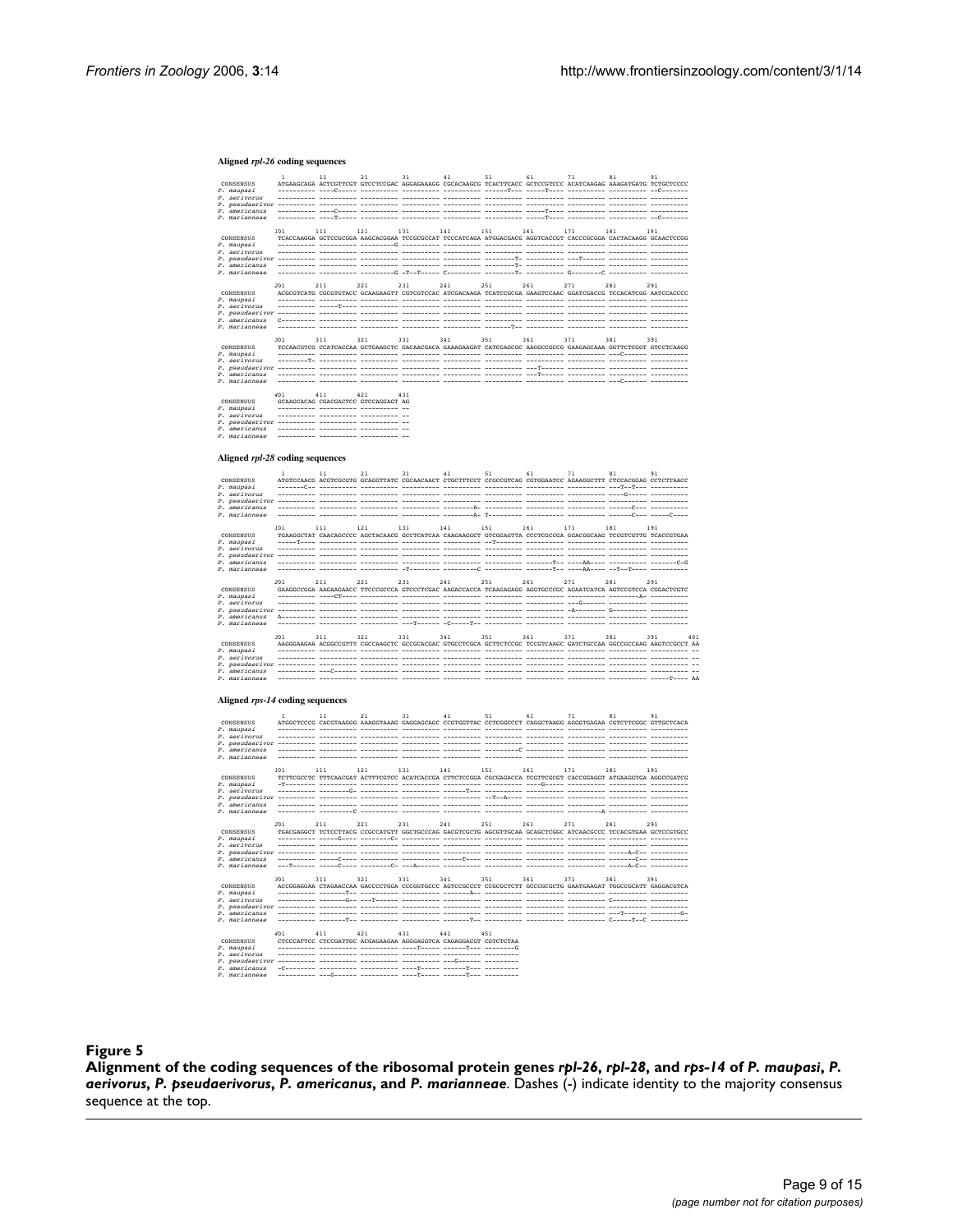**Aligned *rpl-26* coding sequences**

**Aligned *rpl-28* coding sequences**

**Aligned *rps-14* coding sequences**

**Figure 5**

**Alignment of the coding sequences of the ribosomal protein genes *rpl-26*, *rpl-28*, and *rps-14* of *P. maupasi*, *P. aerivorus*, *P. pseudaerivorus*, *P. americanus*, and *P. mariannae*.** Dashes (-) indicate identity to the majority consensus sequence at the top.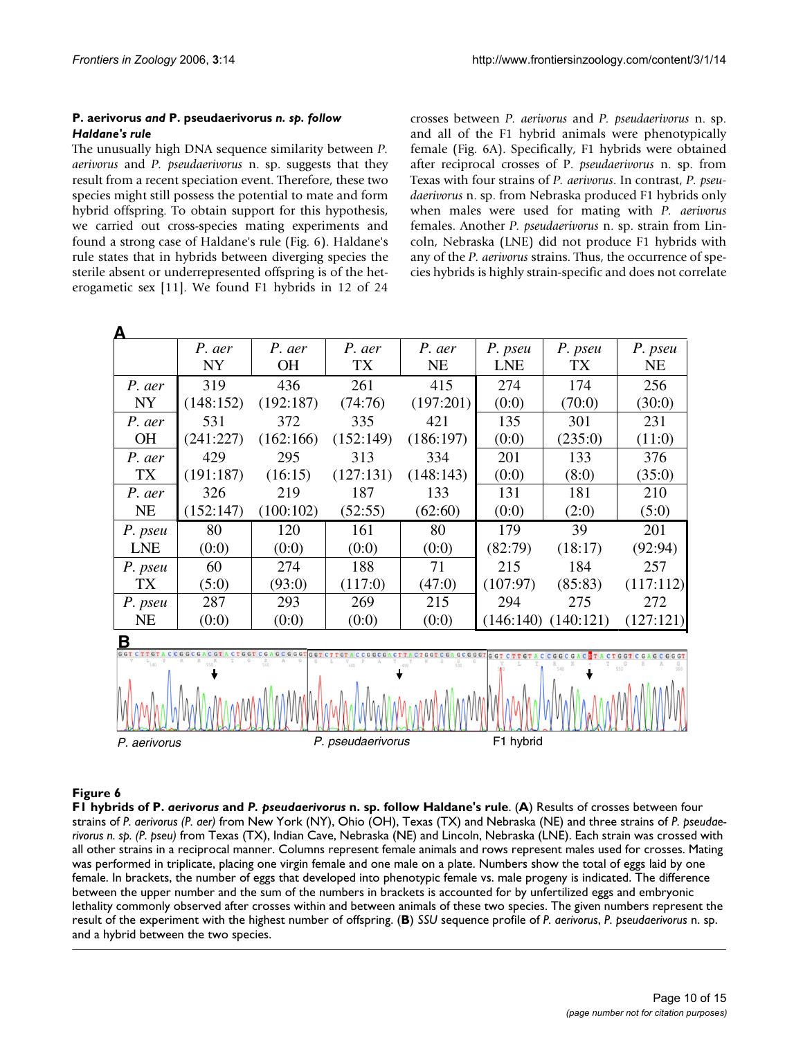### *P. aerivorus and P. pseudaerivorus n. sp. follow Haldane's rule*

The unusually high DNA sequence similarity between *P. aerivorus* and *P. pseudaerivorus* n. sp. suggests that they result from a recent speciation event. Therefore, these two species might still possess the potential to mate and form hybrid offspring. To obtain support for this hypothesis, we carried out cross-species mating experiments and found a strong case of Haldane's rule (Fig. 6). Haldane's rule states that in hybrids between diverging species the sterile absent or underrepresented offspring is of the heterogametic sex [11]. We found F1 hybrids in 12 of 24 crosses between *P. aerivorus* and *P. pseudaerivorus* n. sp. and all of the F1 hybrid animals were phenotypically female (Fig. 6A). Specifically, F1 hybrids were obtained after reciprocal crosses of P. *pseudaerivorus* n. sp. from Texas with four strains of *P. aerivorus*. In contrast, *P. pseudaerivorus* n. sp. from Nebraska produced F1 hybrids only when males were used for mating with *P. aerivorus* females. Another *P. pseudaerivorus* n. sp. strain from Lincoln, Nebraska (LNE) did not produce F1 hybrids with any of the *P. aerivorus* strains. Thus, the occurrence of species hybrids is highly strain-specific and does not correlate

**A**

| | *P. aer* NY | *P. aer* OH | *P. aer* TX | *P. aer* NE | *P. pseu* LNE | *P. pseu* TX | *P. pseu* NE |
|---|---|---|---|---|---|---|---|
| *P. aer* NY | 319 (148:152) | 436 (192:187) | 261 (74:76) | 415 (197:201) | 274 (0:0) | 174 (70:0) | 256 (30:0) |
| *P. aer* OH | 531 (241:227) | 372 (162:166) | 335 (152:149) | 421 (186:197) | 135 (0:0) | 301 (235:0) | 231 (11:0) |
| *P. aer* TX | 429 (191:187) | 295 (16:15) | 313 (127:131) | 334 (148:143) | 201 (0:0) | 133 (8:0) | 376 (35:0) |
| *P. aer* NE | 326 (152:147) | 219 (100:102) | 187 (52:55) | 133 (62:60) | 131 (0:0) | 181 (2:0) | 210 (5:0) |
| *P. pseu* LNE | 80 (0:0) | 120 (0:0) | 161 (0:0) | 80 (0:0) | 179 (82:79) | 39 (18:17) | 201 (92:94) |
| *P. pseu* TX | 60 (5:0) | 274 (93:0) | 188 (117:0) | 71 (47:0) | 215 (107:97) | 184 (85:83) | 257 (117:112) |
| *P. pseu* NE | 287 (0:0) | 293 (0:0) | 269 (0:0) | 215 (0:0) | 294 (146:140) | 275 (140:121) | 272 (127:121) |

**B**

*P. aerivorus* &nbsp;&nbsp; *P. pseudaerivorus* &nbsp;&nbsp; F1 hybrid

**Figure 6**

**F1 hybrids of P. *aerivorus* and *P. pseudaerivorus* n. sp. follow Haldane's rule**. (**A**) Results of crosses between four strains of *P. aerivorus (P. aer)* from New York (NY), Ohio (OH), Texas (TX) and Nebraska (NE) and three strains of *P. pseudaerivorus n. sp. (P. pseu)* from Texas (TX), Indian Cave, Nebraska (NE) and Lincoln, Nebraska (LNE). Each strain was crossed with all other strains in a reciprocal manner. Columns represent female animals and rows represent males used for crosses. Mating was performed in triplicate, placing one virgin female and one male on a plate. Numbers show the total of eggs laid by one female. In brackets, the number of eggs that developed into phenotypic female vs. male progeny is indicated. The difference between the upper number and the sum of the numbers in brackets is accounted for by unfertilized eggs and embryonic lethality commonly observed after crosses within and between animals of these two species. The given numbers represent the result of the experiment with the highest number of offspring. (**B**) *SSU* sequence profile of *P. aerivorus*, *P. pseudaerivorus* n. sp. and a hybrid between the two species.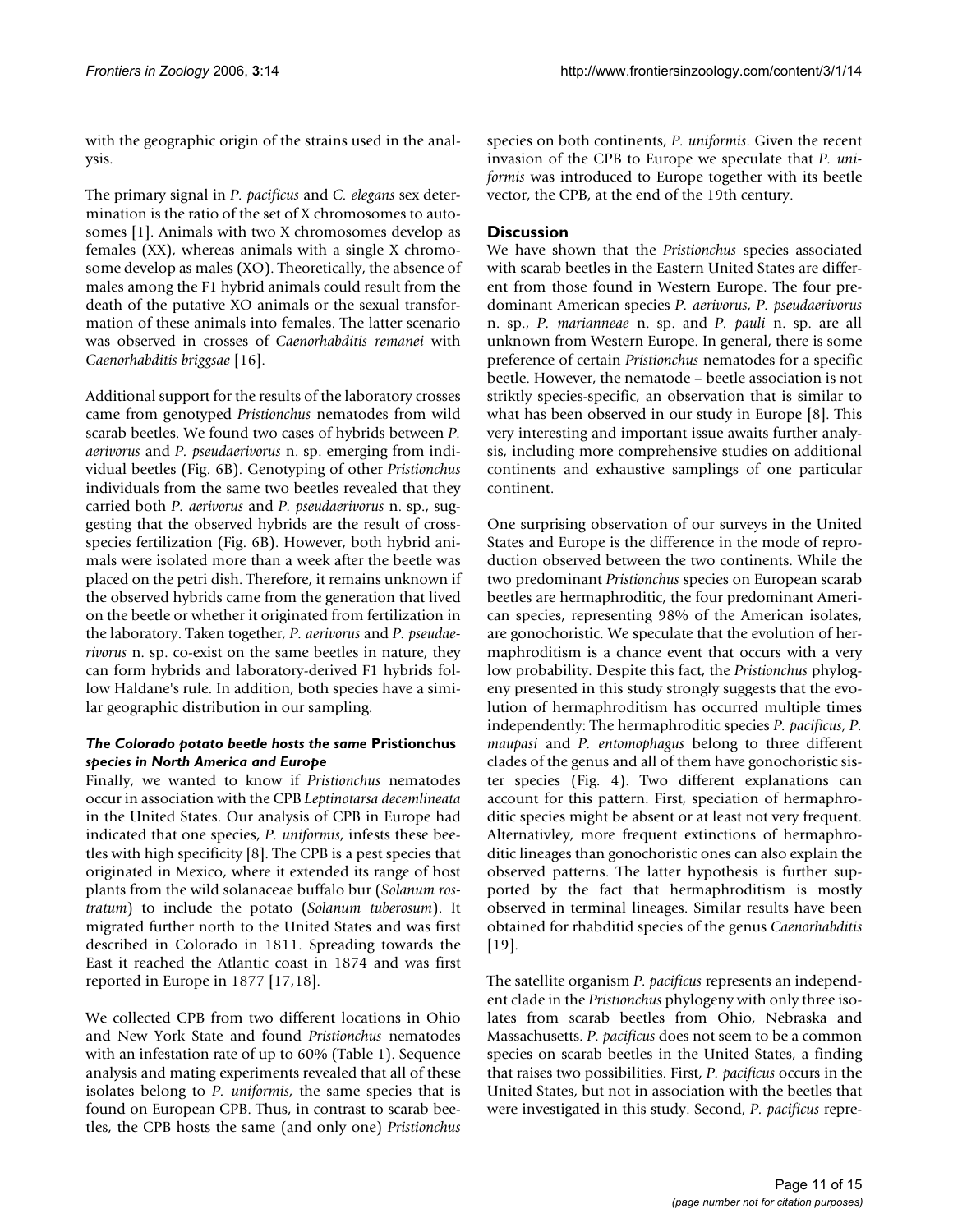with the geographic origin of the strains used in the analysis.

The primary signal in *P. pacificus* and *C. elegans* sex determination is the ratio of the set of X chromosomes to autosomes [1]. Animals with two X chromosomes develop as females (XX), whereas animals with a single X chromosome develop as males (XO). Theoretically, the absence of males among the F1 hybrid animals could result from the death of the putative XO animals or the sexual transformation of these animals into females. The latter scenario was observed in crosses of *Caenorhabditis remanei* with *Caenorhabditis briggsae* [16].

Additional support for the results of the laboratory crosses came from genotyped *Pristionchus* nematodes from wild scarab beetles. We found two cases of hybrids between *P. aerivorus* and *P. pseudaerivorus* n. sp. emerging from individual beetles (Fig. 6B). Genotyping of other *Pristionchus* individuals from the same two beetles revealed that they carried both *P. aerivorus* and *P. pseudaerivorus* n. sp., suggesting that the observed hybrids are the result of cross-species fertilization (Fig. 6B). However, both hybrid animals were isolated more than a week after the beetle was placed on the petri dish. Therefore, it remains unknown if the observed hybrids came from the generation that lived on the beetle or whether it originated from fertilization in the laboratory. Taken together, *P. aerivorus* and *P. pseudaerivorus* n. sp. co-exist on the same beetles in nature, they can form hybrids and laboratory-derived F1 hybrids follow Haldane's rule. In addition, both species have a similar geographic distribution in our sampling.

### *The Colorado potato beetle hosts the same* Pristionchus *species in North America and Europe*

Finally, we wanted to know if *Pristionchus* nematodes occur in association with the CPB *Leptinotarsa decemlineata* in the United States. Our analysis of CPB in Europe had indicated that one species, *P. uniformis*, infests these beetles with high specificity [8]. The CPB is a pest species that originated in Mexico, where it extended its range of host plants from the wild solanaceae buffalo bur (*Solanum rostratum*) to include the potato (*Solanum tuberosum*). It migrated further north to the United States and was first described in Colorado in 1811. Spreading towards the East it reached the Atlantic coast in 1874 and was first reported in Europe in 1877 [17,18].

We collected CPB from two different locations in Ohio and New York State and found *Pristionchus* nematodes with an infestation rate of up to 60% (Table 1). Sequence analysis and mating experiments revealed that all of these isolates belong to *P. uniformis*, the same species that is found on European CPB. Thus, in contrast to scarab beetles, the CPB hosts the same (and only one) *Pristionchus* species on both continents, *P. uniformis*. Given the recent invasion of the CPB to Europe we speculate that *P. uniformis* was introduced to Europe together with its beetle vector, the CPB, at the end of the 19th century.

## Discussion

We have shown that the *Pristionchus* species associated with scarab beetles in the Eastern United States are different from those found in Western Europe. The four predominant American species *P. aerivorus*, *P. pseudaerivorus* n. sp., *P. marianneae* n. sp. and *P. pauli* n. sp. are all unknown from Western Europe. In general, there is some preference of certain *Pristionchus* nematodes for a specific beetle. However, the nematode – beetle association is not striktly species-specific, an observation that is similar to what has been observed in our study in Europe [8]. This very interesting and important issue awaits further analysis, including more comprehensive studies on additional continents and exhaustive samplings of one particular continent.

One surprising observation of our surveys in the United States and Europe is the difference in the mode of reproduction observed between the two continents. While the two predominant *Pristionchus* species on European scarab beetles are hermaphroditic, the four predominant American species, representing 98% of the American isolates, are gonochoristic. We speculate that the evolution of hermaphroditism is a chance event that occurs with a very low probability. Despite this fact, the *Pristionchus* phylogeny presented in this study strongly suggests that the evolution of hermaphroditism has occurred multiple times independently: The hermaphroditic species *P. pacificus*, *P. maupasi* and *P. entomophagus* belong to three different clades of the genus and all of them have gonochoristic sister species (Fig. 4). Two different explanations can account for this pattern. First, speciation of hermaphroditic species might be absent or at least not very frequent. Alternativley, more frequent extinctions of hermaphroditic lineages than gonochoristic ones can also explain the observed patterns. The latter hypothesis is further supported by the fact that hermaphroditism is mostly observed in terminal lineages. Similar results have been obtained for rhabditid species of the genus *Caenorhabditis* [19].

The satellite organism *P. pacificus* represents an independent clade in the *Pristionchus* phylogeny with only three isolates from scarab beetles from Ohio, Nebraska and Massachusetts. *P. pacificus* does not seem to be a common species on scarab beetles in the United States, a finding that raises two possibilities. First, *P. pacificus* occurs in the United States, but not in association with the beetles that were investigated in this study. Second, *P. pacificus* repre-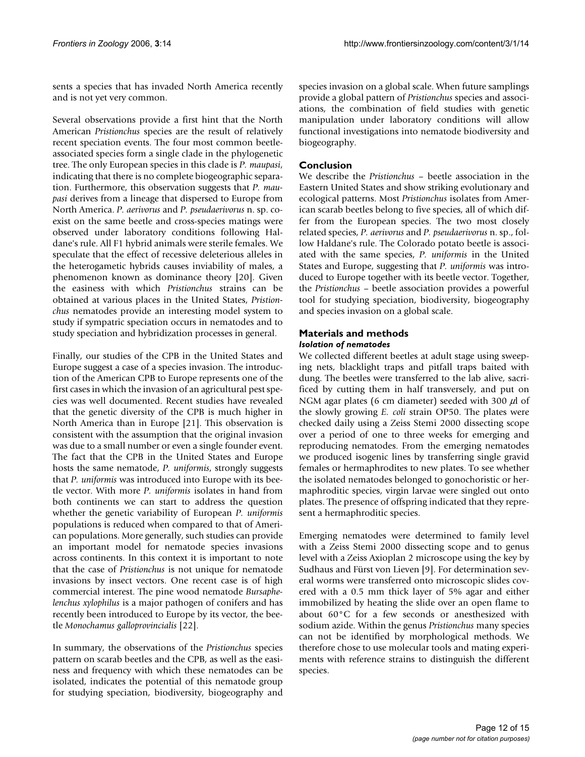sents a species that has invaded North America recently and is not yet very common.

Several observations provide a first hint that the North American *Pristionchus* species are the result of relatively recent speciation events. The four most common beetle-associated species form a single clade in the phylogenetic tree. The only European species in this clade is *P. maupasi*, indicating that there is no complete biogeographic separation. Furthermore, this observation suggests that *P. maupasi* derives from a lineage that dispersed to Europe from North America. *P. aerivorus* and *P. pseudaerivorus* n. sp. co-exist on the same beetle and cross-species matings were observed under laboratory conditions following Haldane's rule. All F1 hybrid animals were sterile females. We speculate that the effect of recessive deleterious alleles in the heterogametic hybrids causes inviability of males, a phenomenon known as dominance theory [20]. Given the easiness with which *Pristionchus* strains can be obtained at various places in the United States, *Pristionchus* nematodes provide an interesting model system to study if sympatric speciation occurs in nematodes and to study speciation and hybridization processes in general.

Finally, our studies of the CPB in the United States and Europe suggest a case of a species invasion. The introduction of the American CPB to Europe represents one of the first cases in which the invasion of an agricultural pest species was well documented. Recent studies have revealed that the genetic diversity of the CPB is much higher in North America than in Europe [21]. This observation is consistent with the assumption that the original invasion was due to a small number or even a single founder event. The fact that the CPB in the United States and Europe hosts the same nematode, *P. uniformis*, strongly suggests that *P. uniformis* was introduced into Europe with its beetle vector. With more *P. uniformis* isolates in hand from both continents we can start to address the question whether the genetic variability of European *P. uniformis* populations is reduced when compared to that of American populations. More generally, such studies can provide an important model for nematode species invasions across continents. In this context it is important to note that the case of *Pristionchus* is not unique for nematode invasions by insect vectors. One recent case is of high commercial interest. The pine wood nematode *Bursaphelenchus xylophilus* is a major pathogen of conifers and has recently been introduced to Europe by its vector, the beetle *Monochamus galloprovincialis* [22].

In summary, the observations of the *Pristionchus* species pattern on scarab beetles and the CPB, as well as the easiness and frequency with which these nematodes can be isolated, indicates the potential of this nematode group for studying speciation, biodiversity, biogeography and species invasion on a global scale. When future samplings provide a global pattern of *Pristionchus* species and associations, the combination of field studies with genetic manipulation under laboratory conditions will allow functional investigations into nematode biodiversity and biogeography.

## Conclusion

We describe the *Pristionchus* – beetle association in the Eastern United States and show striking evolutionary and ecological patterns. Most *Pristionchus* isolates from American scarab beetles belong to five species, all of which differ from the European species. The two most closely related species, *P. aerivorus* and *P. pseudaerivorus* n. sp., follow Haldane's rule. The Colorado potato beetle is associated with the same species, *P. uniformis* in the United States and Europe, suggesting that *P. uniformis* was introduced to Europe together with its beetle vector. Together, the *Pristionchus* – beetle association provides a powerful tool for studying speciation, biodiversity, biogeography and species invasion on a global scale.

## Materials and methods

### *Isolation of nematodes*

We collected different beetles at adult stage using sweeping nets, blacklight traps and pitfall traps baited with dung. The beetles were transferred to the lab alive, sacrificed by cutting them in half transversely, and put on NGM agar plates (6 cm diameter) seeded with 300 $\mu$l of the slowly growing *E. coli* strain OP50. The plates were checked daily using a Zeiss Stemi 2000 dissecting scope over a period of one to three weeks for emerging and reproducing nematodes. From the emerging nematodes we produced isogenic lines by transferring single gravid females or hermaphrodites to new plates. To see whether the isolated nematodes belonged to gonochoristic or hermaphroditic species, virgin larvae were singled out onto plates. The presence of offspring indicated that they represent a hermaphroditic species.

Emerging nematodes were determined to family level with a Zeiss Stemi 2000 dissecting scope and to genus level with a Zeiss Axioplan 2 microscope using the key by Sudhaus and Fürst von Lieven [9]. For determination several worms were transferred onto microscopic slides covered with a 0.5 mm thick layer of 5% agar and either immobilized by heating the slide over an open flame to about 60°C for a few seconds or anesthesized with sodium azide. Within the genus *Pristionchus* many species can not be identified by morphological methods. We therefore chose to use molecular tools and mating experiments with reference strains to distinguish the different species.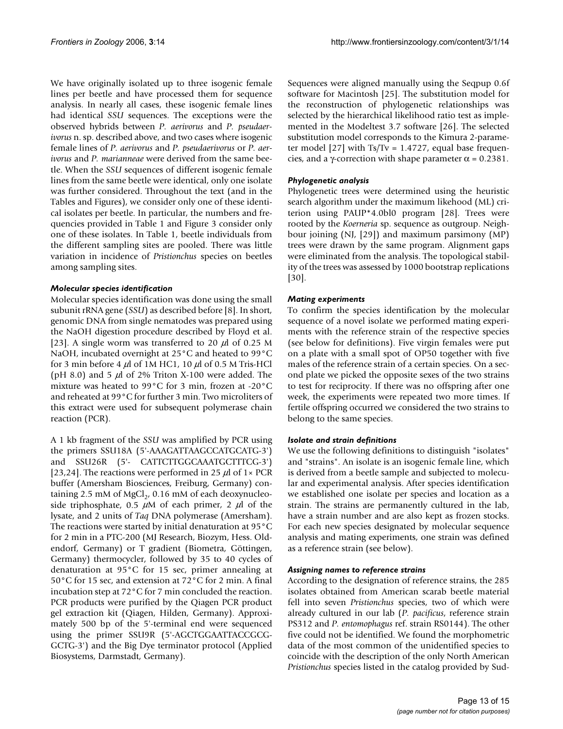We have originally isolated up to three isogenic female lines per beetle and have processed them for sequence analysis. In nearly all cases, these isogenic female lines had identical *SSU* sequences. The exceptions were the observed hybrids between *P. aerivorus* and *P. pseudaerivorus* n. sp. described above, and two cases where isogenic female lines of *P. aerivorus* and *P. pseudaerivorus* or *P. aerivorus* and *P. marianneae* were derived from the same beetle. When the *SSU* sequences of different isogenic female lines from the same beetle were identical, only one isolate was further considered. Throughout the text (and in the Tables and Figures), we consider only one of these identical isolates per beetle. In particular, the numbers and frequencies provided in Table 1 and Figure 3 consider only one of these isolates. In Table 1, beetle individuals from the different sampling sites are pooled. There was little variation in incidence of *Pristionchus* species on beetles among sampling sites.

### *Molecular species identification*

Molecular species identification was done using the small subunit rRNA gene (*SSU*) as described before [8]. In short, genomic DNA from single nematodes was prepared using the NaOH digestion procedure described by Floyd et al. [23]. A single worm was transferred to 20 $\mu$l of 0.25 M NaOH, incubated overnight at 25°C and heated to 99°C for 3 min before 4 $\mu$l of 1M HC1, 10 $\mu$l of 0.5 M Tris-HCl (pH 8.0) and 5 $\mu$l of 2% Triton X-100 were added. The mixture was heated to 99°C for 3 min, frozen at -20°C and reheated at 99°C for further 3 min. Two microliters of this extract were used for subsequent polymerase chain reaction (PCR).

A 1 kb fragment of the *SSU* was amplified by PCR using the primers SSU18A (5'-AAAGATTAAGCCATGCATG-3') and SSU26R (5'- CATTCTTGGCAAATGCTTTCG-3') [23,24]. The reactions were performed in 25 $\mu$l of 1× PCR buffer (Amersham Biosciences, Freiburg, Germany) containing 2.5 mM of $MgCl_2$, 0.16 mM of each deoxynucleoside triphosphate, 0.5 $\mu$M of each primer, 2 $\mu$l of the lysate, and 2 units of *Taq* DNA polymerase (Amersham). The reactions were started by initial denaturation at 95°C for 2 min in a PTC-200 (MJ Research, Biozym, Hess. Oldendorf, Germany) or T gradient (Biometra, Göttingen, Germany) thermocycler, followed by 35 to 40 cycles of denaturation at 95°C for 15 sec, primer annealing at 50°C for 15 sec, and extension at 72°C for 2 min. A final incubation step at 72°C for 7 min concluded the reaction. PCR products were purified by the Qiagen PCR product gel extraction kit (Qiagen, Hilden, Germany). Approximately 500 bp of the 5'-terminal end were sequenced using the primer SSU9R (5'-AGCTGGAATTACCGCG-GCTG-3') and the Big Dye terminator protocol (Applied Biosystems, Darmstadt, Germany).

Sequences were aligned manually using the Seqpup 0.6f software for Macintosh [25]. The substitution model for the reconstruction of phylogenetic relationships was selected by the hierarchical likelihood ratio test as implemented in the Modeltest 3.7 software [26]. The selected substitution model corresponds to the Kimura 2-parameter model [27] with Ts/Tv = 1.4727, equal base frequencies, and a $\gamma$-correction with shape parameter $\alpha = 0.2381$.

### *Phylogenetic analysis*

Phylogenetic trees were determined using the heuristic search algorithm under the maximum likehood (ML) criterion using PAUP*4.0bl0 program [28]. Trees were rooted by the *Koerneria* sp. sequence as outgroup. Neighbour joining (NJ, [29]) and maximum parsimony (MP) trees were drawn by the same program. Alignment gaps were eliminated from the analysis. The topological stability of the trees was assessed by 1000 bootstrap replications [30].

### *Mating experiments*

To confirm the species identification by the molecular sequence of a novel isolate we performed mating experiments with the reference strain of the respective species (see below for definitions). Five virgin females were put on a plate with a small spot of OP50 together with five males of the reference strain of a certain species. On a second plate we picked the opposite sexes of the two strains to test for reciprocity. If there was no offspring after one week, the experiments were repeated two more times. If fertile offspring occurred we considered the two strains to belong to the same species.

### *Isolate and strain definitions*

We use the following definitions to distinguish "isolates" and "strains". An isolate is an isogenic female line, which is derived from a beetle sample and subjected to molecular and experimental analysis. After species identification we established one isolate per species and location as a strain. The strains are permanently cultured in the lab, have a strain number and are also kept as frozen stocks. For each new species designated by molecular sequence analysis and mating experiments, one strain was defined as a reference strain (see below).

### *Assigning names to reference strains*

According to the designation of reference strains, the 285 isolates obtained from American scarab beetle material fell into seven *Pristionchus* species, two of which were already cultured in our lab (*P. pacificus*, reference strain PS312 and *P. entomophagus* ref. strain RS0144). The other five could not be identified. We found the morphometric data of the most common of the unidentified species to coincide with the description of the only North American *Pristionchus* species listed in the catalog provided by Sud-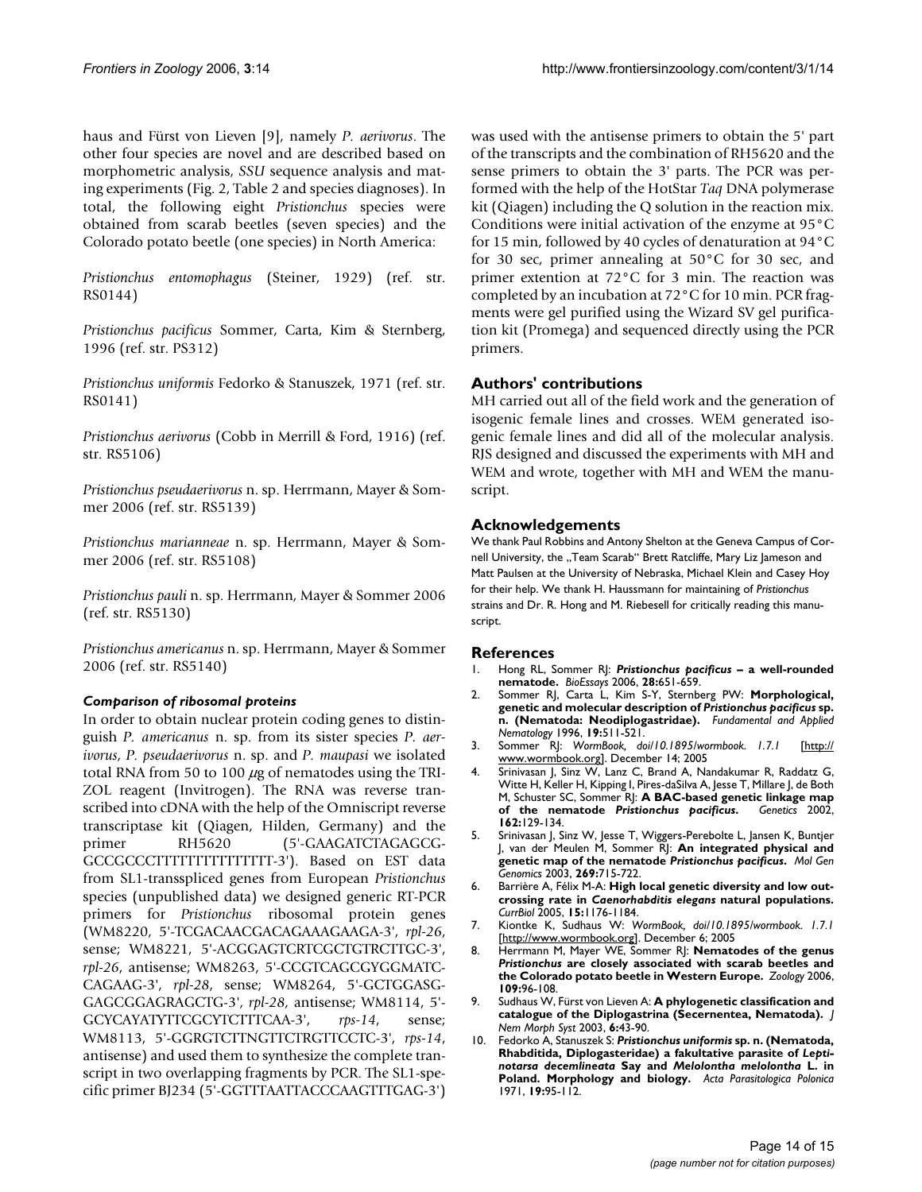haus and Fürst von Lieven [9], namely *P. aerivorus*. The other four species are novel and are described based on morphometric analysis, *SSU* sequence analysis and mating experiments (Fig. 2, Table 2 and species diagnoses). In total, the following eight *Pristionchus* species were obtained from scarab beetles (seven species) and the Colorado potato beetle (one species) in North America:

*Pristionchus entomophagus* (Steiner, 1929) (ref. str. RS0144)

*Pristionchus pacificus* Sommer, Carta, Kim & Sternberg, 1996 (ref. str. PS312)

*Pristionchus uniformis* Fedorko & Stanuszek, 1971 (ref. str. RS0141)

*Pristionchus aerivorus* (Cobb in Merrill & Ford, 1916) (ref. str. RS5106)

*Pristionchus pseudaerivorus* n. sp. Herrmann, Mayer & Sommer 2006 (ref. str. RS5139)

*Pristionchus marianneae* n. sp. Herrmann, Mayer & Sommer 2006 (ref. str. RS5108)

*Pristionchus pauli* n. sp. Herrmann, Mayer & Sommer 2006 (ref. str. RS5130)

*Pristionchus americanus* n. sp. Herrmann, Mayer & Sommer 2006 (ref. str. RS5140)

### *Comparison of ribosomal proteins*

In order to obtain nuclear protein coding genes to distinguish *P. americanus* n. sp. from its sister species *P. aerivorus*, *P. pseudaerivorus* n. sp. and *P. maupasi* we isolated total RNA from 50 to 100 $\mu$g of nematodes using the TRIZOL reagent (Invitrogen). The RNA was reverse transcribed into cDNA with the help of the Omniscript reverse transcriptase kit (Qiagen, Hilden, Germany) and the primer RH5620 (5'-GAAGATCTAGAGCG-GCCGCCCTTTTTTTTTTTTTTT-3'). Based on EST data from SL1-transspliced genes from European *Pristionchus* species (unpublished data) we designed generic RT-PCR primers for *Pristionchus* ribosomal protein genes (WM8220, 5'-TCGACAACGACAGAAAGAAGA-3', *rpl-26*, sense; WM8221, 5'-ACGGAGTCRTCGCTGTRCTTGC-3', *rpl-26*, antisense; WM8263, 5'-CCGTCAGCGYGGMATC-CAGAAG-3', *rpl-28*, sense; WM8264, 5'-GCTGGASG-GAGCGGAGRAGCTG-3', *rpl-28*, antisense; WM8114, 5'-GCYCAYATYTTCGCYTCTTTCAA-3', *rps-14*, sense; WM8113, 5'-GGRGTCTTNGTTCTRGTTCCTC-3', *rps-14*, antisense) and used them to synthesize the complete transcript in two overlapping fragments by PCR. The SL1-specific primer BJ234 (5'-GGTTTAATTACCCAAGTTTGAG-3') was used with the antisense primers to obtain the 5' part of the transcripts and the combination of RH5620 and the sense primers to obtain the 3' parts. The PCR was performed with the help of the HotStar *Taq* DNA polymerase kit (Qiagen) including the Q solution in the reaction mix. Conditions were initial activation of the enzyme at 95°C for 15 min, followed by 40 cycles of denaturation at 94°C for 30 sec, primer annealing at 50°C for 30 sec, and primer extention at 72°C for 3 min. The reaction was completed by an incubation at 72°C for 10 min. PCR fragments were gel purified using the Wizard SV gel purification kit (Promega) and sequenced directly using the PCR primers.

## Authors' contributions

MH carried out all of the field work and the generation of isogenic female lines and crosses. WEM generated isogenic female lines and did all of the molecular analysis. RJS designed and discussed the experiments with MH and WEM and wrote, together with MH and WEM the manuscript.

## Acknowledgements

We thank Paul Robbins and Antony Shelton at the Geneva Campus of Cornell University, the „Team Scarab" Brett Ratcliffe, Mary Liz Jameson and Matt Paulsen at the University of Nebraska, Michael Klein and Casey Hoy for their help. We thank H. Haussmann for maintaining of *Pristionchus* strains and Dr. R. Hong and M. Riebesell for critically reading this manuscript.

## References

1. Hong RL, Sommer RJ: ***Pristionchus pacificus* – a well-rounded nematode.** *BioEssays* 2006, **28:**651-659.
2. Sommer RJ, Carta L, Kim S-Y, Sternberg PW: **Morphological, genetic and molecular description of *Pristionchus pacificus* sp. n. (Nematoda: Neodiplogastridae).** *Fundamental and Applied Nematology* 1996, **19:**511-521.
3. Sommer RJ: *WormBook, doi/10.1895/wormbook. 1.7.1* [http://www.wormbook.org]. December 14; 2005
4. Srinivasan J, Sinz W, Lanz C, Brand A, Nandakumar R, Raddatz G, Witte H, Keller H, Kipping I, Pires-daSilva A, Jesse T, Millare J, de Both M, Schuster SC, Sommer RJ: **A BAC-based genetic linkage map of the nematode *Pristionchus pacificus*.** *Genetics* 2002, **162:**129-134.
5. Srinivasan J, Sinz W, Jesse T, Wiggers-Perebolte L, Jansen K, Buntjer J, van der Meulen M, Sommer RJ: **An integrated physical and genetic map of the nematode *Pristionchus pacificus*.** *Mol Gen Genomics* 2003, **269:**715-722.
6. Barrière A, Félix M-A: **High local genetic diversity and low outcrossing rate in *Caenorhabditis elegans* natural populations.** *CurrBiol* 2005, **15:**1176-1184.
7. Kiontke K, Sudhaus W: *WormBook, doi/10.1895/wormbook. 1.7.1* [http://www.wormbook.org]. December 6; 2005
8. Herrmann M, Mayer WE, Sommer RJ: **Nematodes of the genus *Pristionchus* are closely associated with scarab beetles and the Colorado potato beetle in Western Europe.** *Zoology* 2006, **109:**96-108.
9. Sudhaus W, Fürst von Lieven A: **A phylogenetic classification and catalogue of the Diplogastrina (Secernentea, Nematoda).** *J Nem Morph Syst* 2003, **6:**43-90.
10. Fedorko A, Stanuszek S: ***Pristionchus uniformis* sp. n. (Nematoda, Rhabditida, Diplogasteridae) a fakultative parasite of *Leptinotarsa decemlineata* Say and *Melolontha melolontha* L. in Poland. Morphology and biology.** *Acta Parasitologica Polonica* 1971, **19:**95-112.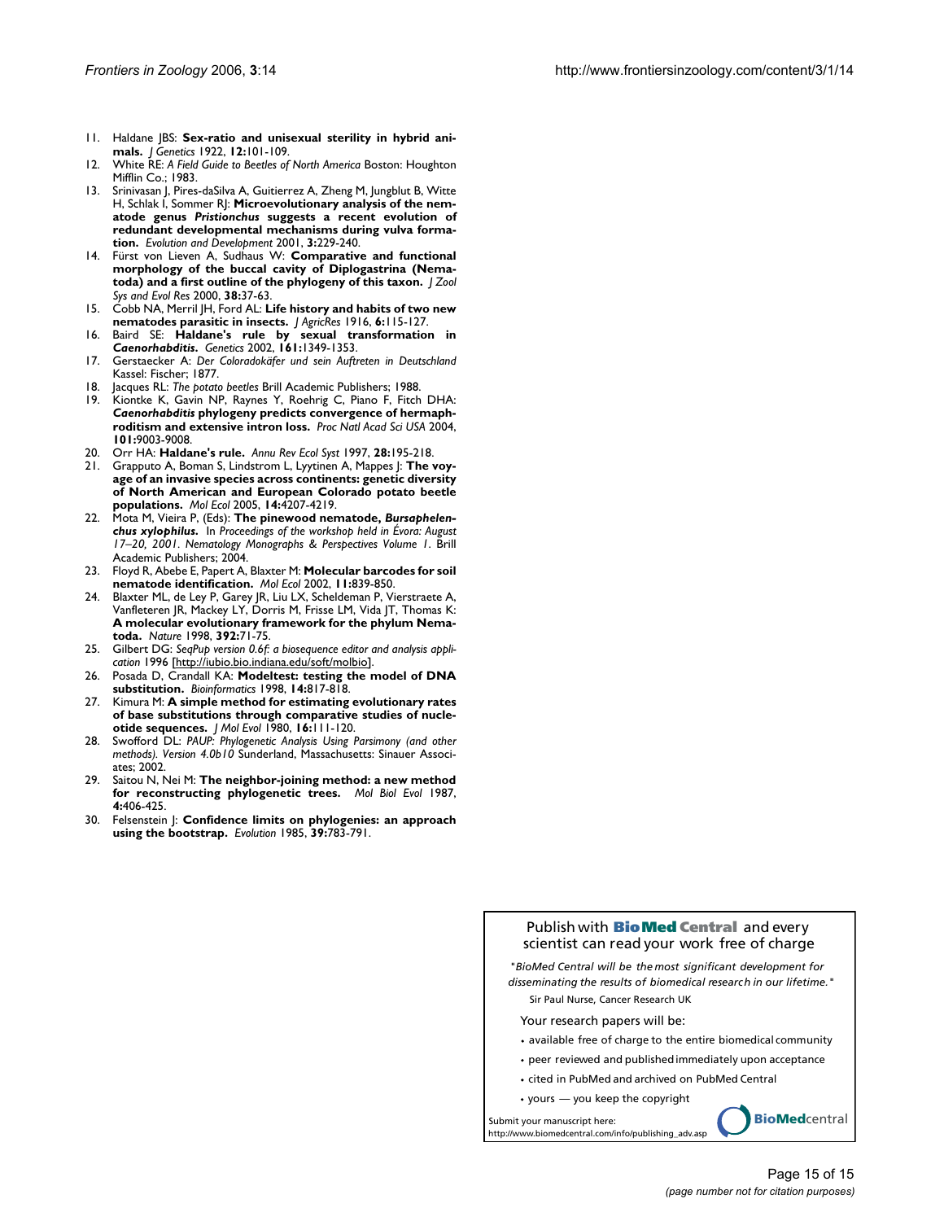11. Haldane JBS: **Sex-ratio and unisexual sterility in hybrid animals.** *J Genetics* 1922, **12:**101-109.
12. White RE: *A Field Guide to Beetles of North America* Boston: Houghton Mifflin Co.; 1983.
13. Srinivasan J, Pires-daSilva A, Guitierrez A, Zheng M, Jungblut B, Witte H, Schlak I, Sommer RJ: **Microevolutionary analysis of the nematode genus *Pristionchus* suggests a recent evolution of redundant developmental mechanisms during vulva formation.** *Evolution and Development* 2001, **3:**229-240.
14. Fürst von Lieven A, Sudhaus W: **Comparative and functional morphology of the buccal cavity of Diplogastrina (Nematoda) and a first outline of the phylogeny of this taxon.** *J Zool Sys and Evol Res* 2000, **38:**37-63.
15. Cobb NA, Merril JH, Ford AL: **Life history and habits of two new nematodes parasitic in insects.** *J AgricRes* 1916, **6:**115-127.
16. Baird SE: **Haldane's rule by sexual transformation in *Caenorhabditis*.** *Genetics* 2002, **161:**1349-1353.
17. Gerstaecker A: *Der Coloradokäfer und sein Auftreten in Deutschland* Kassel: Fischer; 1877.
18. Jacques RL: *The potato beetles* Brill Academic Publishers; 1988.
19. Kiontke K, Gavin NP, Raynes Y, Roehrig C, Piano F, Fitch DHA: ***Caenorhabditis* phylogeny predicts convergence of hermaphroditism and extensive intron loss.** *Proc Natl Acad Sci USA* 2004, **101:**9003-9008.
20. Orr HA: **Haldane's rule.** *Annu Rev Ecol Syst* 1997, **28:**195-218.
21. Grapputo A, Boman S, Lindstrom L, Lyytinen A, Mappes J: **The voyage of an invasive species across continents: genetic diversity of North American and European Colorado potato beetle populations.** *Mol Ecol* 2005, **14:**4207-4219.
22. Mota M, Vieira P, (Eds): **The pinewood nematode, *Bursaphelenchus xylophilus*.** In *Proceedings of the workshop held in Évora: August 17–20, 2001. Nematology Monographs & Perspectives Volume 1*. Brill Academic Publishers; 2004.
23. Floyd R, Abebe E, Papert A, Blaxter M: **Molecular barcodes for soil nematode identification.** *Mol Ecol* 2002, **11:**839-850.
24. Blaxter ML, de Ley P, Garey JR, Liu LX, Scheldeman P, Vierstraete A, Vanfleteren JR, Mackey LY, Dorris M, Frisse LM, Vida JT, Thomas K: **A molecular evolutionary framework for the phylum Nematoda.** *Nature* 1998, **392:**71-75.
25. Gilbert DG: *SeqPup version 0.6f: a biosequence editor and analysis application* 1996 [http://iubio.bio.indiana.edu/soft/molbio].
26. Posada D, Crandall KA: **Modeltest: testing the model of DNA substitution.** *Bioinformatics* 1998, **14:**817-818.
27. Kimura M: **A simple method for estimating evolutionary rates of base substitutions through comparative studies of nucleotide sequences.** *J Mol Evol* 1980, **16:**111-120.
28. Swofford DL: *PAUP: Phylogenetic Analysis Using Parsimony (and other methods). Version 4.0b10* Sunderland, Massachusetts: Sinauer Associates; 2002.
29. Saitou N, Nei M: **The neighbor-joining method: a new method for reconstructing phylogenetic trees.** *Mol Biol Evol* 1987, **4:**406-425.
30. Felsenstein J: **Confidence limits on phylogenies: an approach using the bootstrap.** *Evolution* 1985, **39:**783-791.

Publish with **BioMed Central** and every scientist can read your work free of charge

*"BioMed Central will be the most significant development for disseminating the results of biomedical research in our lifetime."*

Sir Paul Nurse, Cancer Research UK

Your research papers will be:

- available free of charge to the entire biomedical community
- peer reviewed and published immediately upon acceptance
- cited in PubMed and archived on PubMed Central
- yours — you keep the copyright

Submit your manuscript here:
http://www.biomedcentral.com/info/publishing_adv.asp

**BioMed**central